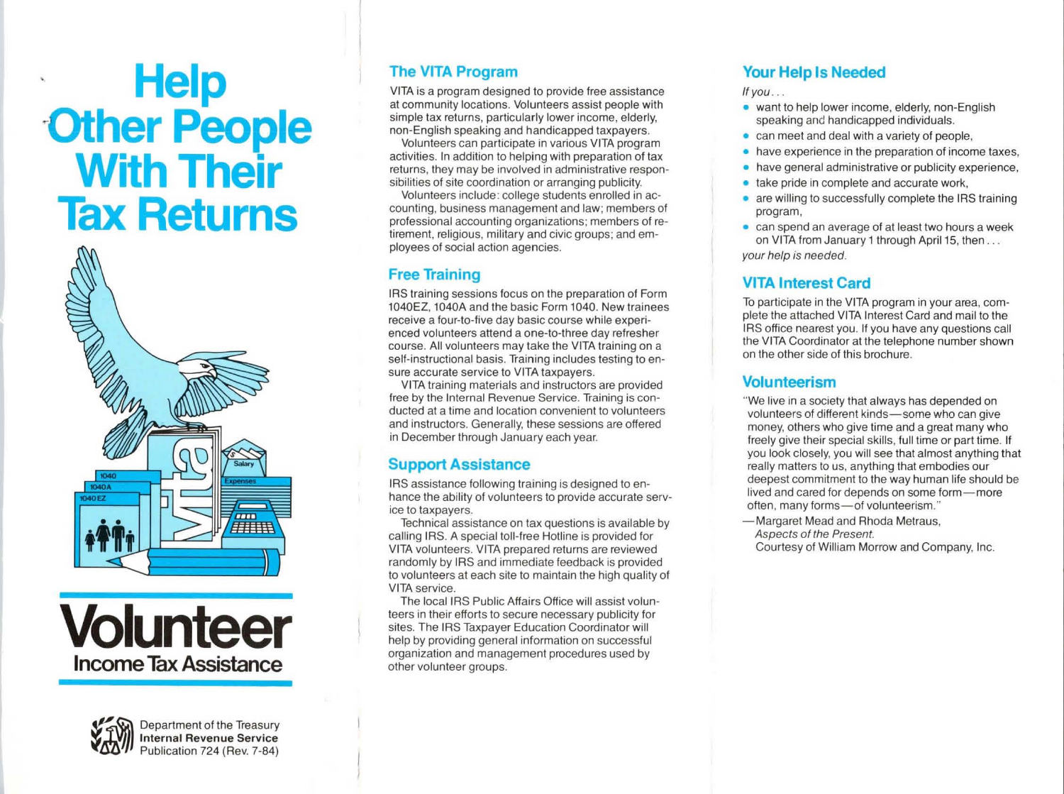# Help Other People With Their Tax Returns

# Volunteer

## Income Tax Assistance

Department of the Treasury
**Internal Revenue Service**
Publication 724 (Rev. 7-84)

## The VITA Program

VITA is a program designed to provide free assistance at community locations. Volunteers assist people with simple tax returns, particularly lower income, elderly, non-English speaking and handicapped taxpayers.

Volunteers can participate in various VITA program activities. In addition to helping with preparation of tax returns, they may be involved in administrative responsibilities of site coordination or arranging publicity.

Volunteers include: college students enrolled in accounting, business management and law; members of professional accounting organizations; members of retirement, religious, military and civic groups; and employees of social action agencies.

## Free Training

IRS training sessions focus on the preparation of Form 1040EZ, 1040A and the basic Form 1040. New trainees receive a four-to-five day basic course while experienced volunteers attend a one-to-three day refresher course. All volunteers may take the VITA training on a self-instructional basis. Training includes testing to ensure accurate service to VITA taxpayers.

VITA training materials and instructors are provided free by the Internal Revenue Service. Training is conducted at a time and location convenient to volunteers and instructors. Generally, these sessions are offered in December through January each year.

## Support Assistance

IRS assistance following training is designed to enhance the ability of volunteers to provide accurate service to taxpayers.

Technical assistance on tax questions is available by calling IRS. A special toll-free Hotline is provided for VITA volunteers. VITA prepared returns are reviewed randomly by IRS and immediate feedback is provided to volunteers at each site to maintain the high quality of VITA service.

The local IRS Public Affairs Office will assist volunteers in their efforts to secure necessary publicity for sites. The IRS Taxpayer Education Coordinator will help by providing general information on successful organization and management procedures used by other volunteer groups.

## Your Help Is Needed

*If you . . .*

- want to help lower income, elderly, non-English speaking and handicapped individuals,
- can meet and deal with a variety of people,
- have experience in the preparation of income taxes,
- have general administrative or publicity experience,
- take pride in complete and accurate work,
- are willing to successfully complete the IRS training program,
- can spend an average of at least two hours a week on VITA from January 1 through April 15, then . . .

*your help is needed.*

## VITA Interest Card

To participate in the VITA program in your area, complete the attached VITA Interest Card and mail to the IRS office nearest you. If you have any questions call the VITA Coordinator at the telephone number shown on the other side of this brochure.

## Volunteerism

"We live in a society that always has depended on volunteers of different kinds—some who can give money, others who give time and a great many who freely give their special skills, full time or part time. If you look closely, you will see that almost anything that really matters to us, anything that embodies our deepest commitment to the way human life should be lived and cared for depends on some form—more often, many forms—of volunteerism."

—Margaret Mead and Rhoda Metraus,
*Aspects of the Present.*
Courtesy of William Morrow and Company, Inc.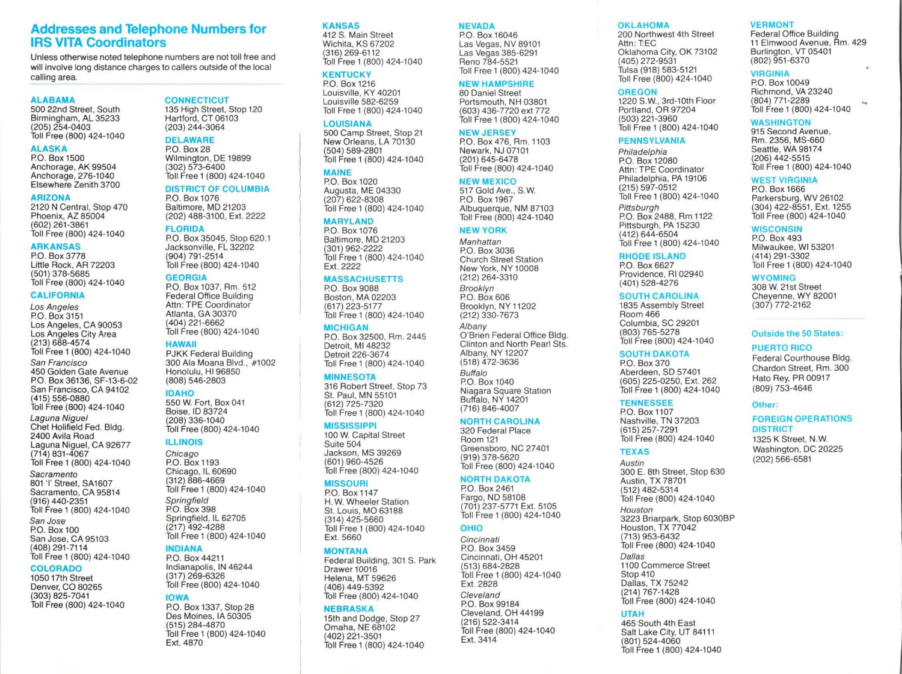## Addresses and Telephone Numbers for IRS VITA Coordinators

Unless otherwise noted telephone numbers are not toll free and will involve long distance charges to callers outside of the local calling area.

### ALABAMA
500 22nd Street, South
Birmingham, AL 35233
(205) 254-0403
Toll Free (800) 424-1040

### ALASKA
P.O. Box 1500
Anchorage, AK 99504
Anchorage, 276-1040
Elsewhere Zenith 3700

### ARIZONA
2120 N Central, Stop 470
Phoenix, AZ 85004
(602) 261-3861
Toll Free (800) 424-1040

### ARKANSAS
P.O. Box 3778
Little Rock, AR 72203
(501) 378-5685
Toll Free (800) 424-1040

### CALIFORNIA
*Los Angeles*
P.O. Box 3151
Los Angeles, CA 90053
Los Angeles City Area
(213) 688-4574
Toll Free 1 (800) 424-1040

*San Francisco*
450 Golden Gate Avenue
P.O. Box 36136, SF-13-6-02
San Francisco, CA 94102
(415) 556-0880
Toll Free (800) 424-1040

*Laguna Niguel*
Chet Holifield Fed. Bldg.
2400 Avila Road
Laguna Niguel, CA 92677
(714) 831-4067
Toll Free 1 (800) 424-1040

*Sacramento*
801 'I' Street, SA1607
Sacramento, CA 95814
(916) 440-2351
Toll Free 1 (800) 424-1040

*San Jose*
P.O. Box 100
San Jose, CA 95103
(408) 291-7114
Toll Free 1 (800) 424-1040

### COLORADO
1050 17th Street
Denver, CO 80265
(303) 825-7041
Toll Free (800) 424-1040

### CONNECTICUT
135 High Street, Stop 120
Hartford, CT 06103
(203) 244-3064

### DELAWARE
P.O. Box 28
Wilmington, DE 19899
(302) 573-6400
Toll Free 1 (800) 424-1040

### DISTRICT OF COLUMBIA
P.O. Box 1076
Baltimore, MD 21203
(202) 488-3100, Ext. 2222

### FLORIDA
P.O. Box 35045, Stop 620.1
Jacksonville, FL 32202
(904) 791-2514
Toll Free (800) 424-1040

### GEORGIA
P.O. Box 1037, Rm. 512
Federal Office Building
Attn: TPE Coordinator
Atlanta, GA 30370
(404) 221-6662
Toll Free (800) 424-1040

### HAWAII
PJKK Federal Building
300 Ala Moana Blvd., #1002
Honolulu, HI 96850
(808) 546-2803

### IDAHO
550 W. Fort, Box 041
Boise, ID 83724
(208) 336-1040
Toll Free (800) 424-1040

### ILLINOIS
*Chicago*
P.O. Box 1193
Chicago, IL 60690
(312) 886-4669
Toll Free 1 (800) 424-1040

*Springfield*
P.O. Box 398
Springfield, IL 62705
(217) 492-4288
Toll Free 1 (800) 424-1040

### INDIANA
P.O. Box 44211
Indianapolis, IN 46244
(317) 269-6326
Toll Free (800) 424-1040

### IOWA
P.O. Box 1337, Stop 28
Des Moines, IA 50305
(515) 284-4870
Toll Free 1 (800) 424-1040
Ext. 4870

### KANSAS
412 S. Main Street
Wichita, KS 67202
(316) 269-6112
Toll Free 1 (800) 424-1040

### KENTUCKY
P.O. Box 1216
Louisville, KY 40201
Louisville 582-6259
Toll Free 1 (800) 424-1040

### LOUISIANA
500 Camp Street, Stop 21
New Orleans, LA 70130
(504) 589-2801
Toll Free 1 (800) 424-1040

### MAINE
P.O. Box 1020
Augusta, ME 04330
(207) 622-8308
Toll Free 1 (800) 424-1040

### MARYLAND
P.O. Box 1076
Baltimore, MD 21203
(301) 962-2222
Toll Free 1 (800) 424-1040
Ext. 2222

### MASSACHUSETTS
P.O. Box 9088
Boston, MA 02203
(617) 223-5177
Toll Free 1 (800) 424-1040

### MICHIGAN
P.O. Box 32500, Rm. 2445
Detroit, MI 48232
Detroit 226-3674
Toll Free 1 (800) 424-1040

### MINNESOTA
316 Robert Street, Stop 73
St. Paul, MN 55101
(612) 725-7320
Toll Free 1 (800) 424-1040

### MISSISSIPPI
100 W. Capital Street
Suite 504
Jackson, MS 39269
(601) 960-4526
Toll Free (800) 424-1040

### MISSOURI
P.O. Box 1147
H. W. Wheeler Station
St. Louis, MO 63188
(314) 425-5660
Toll Free 1 (800) 424-1040
Ext. 5660

### MONTANA
Federal Building, 301 S. Park
Drawer 10016
Helena, MT 59626
(406) 449-5392
Toll Free (800) 424-1040

### NEBRASKA
15th and Dodge, Stop 27
Omaha, NE 68102
(402) 221-3501
Toll Free 1 (800) 424-1040

### NEVADA
P.O. Box 16046
Las Vegas, NV 89101
Las Vegas 385-6291
Reno 784-5521
Toll Free 1 (800) 424-1040

### NEW HAMPSHIRE
80 Daniel Street
Portsmouth, NH 03801
(603) 436-7720 ext 772
Toll Free 1 (800) 424-1040

### NEW JERSEY
P.O. Box 476, Rm. 1103
Newark, NJ 07101
(201) 645-6478
Toll Free (800) 424-1040

### NEW MEXICO
517 Gold Ave., S.W.
P.O. Box 1967
Albuquerque, NM 87103
Toll Free (800) 424-1040

### NEW YORK
*Manhattan*
P.O. Box 3036
Church Street Station
New York, NY 10008
(212) 264-3310

*Brooklyn*
P.O. Box 606
Brooklyn, NY 11202
(212) 330-7673

*Albany*
O'Brien Federal Office Bldg.
Clinton and North Pearl Sts.
Albany, NY 12207
(518) 472-3636

*Buffalo*
P.O. Box 1040
Niagara Square Station
Buffalo, NY 14201
(716) 846-4007

### NORTH CAROLINA
320 Federal Place
Room 121
Greensboro, NC 27401
(919) 378-5620
Toll Free (800) 424-1040

### NORTH DAKOTA
P.O. Box 2461
Fargo, ND 58108
(701) 237-5771 Ext. 5105
Toll Free 1 (800) 424-1040

### OHIO
*Cincinnati*
P.O. Box 3459
Cincinnati, OH 45201
(513) 684-2828
Toll Free 1 (800) 424-1040
Ext. 2828

*Cleveland*
P.O. Box 99184
Cleveland, OH 44199
(216) 522-3414
Toll Free (800) 424-1040
Ext. 3414

### OKLAHOMA
200 Northwest 4th Street
Attn: T:EC
Oklahoma City, OK 73102
(405) 272-9531
Tulsa (918) 583-5121
Toll Free (800) 424-1040

### OREGON
1220 S.W., 3rd-10th Floor
Portland, OR 97204
(503) 221-3960
Toll Free 1 (800) 424-1040

### PENNSYLVANIA
*Philadelphia*
P.O. Box 12080
Attn: TPE Coordinator
Philadelphia, PA 19106
(215) 597-0512
Toll Free 1 (800) 424-1040

*Pittsburgh*
P.O. Box 2488, Rm 1122
Pittsburgh, PA 15230
(412) 644-6504
Toll Free 1 (800) 424-1040

### RHODE ISLAND
P.O. Box 6627
Providence, RI 02940
(401) 528-4276

### SOUTH CAROLINA
1835 Assembly Street
Room 466
Columbia, SC 29201
(803) 765-5278
Toll Free (800) 424-1040

### SOUTH DAKOTA
P.O. Box 370
Aberdeen, SD 57401
(605) 225-0250, Ext. 262
Toll Free 1 (800) 424-1040

### TENNESSEE
P.O. Box 1107
Nashville, TN 37203
(615) 257-7291
Toll Free (800) 424-1040

### TEXAS
*Austin*
300 E. 8th Street, Stop 630
Austin, TX 78701
(512) 482-5314
Toll Free (800) 424-1040

*Houston*
3223 Briarpark, Stop 6030BP
Houston, TX 77042
(713) 953-6432
Toll Free (800) 424-1040

*Dallas*
1100 Commerce Street
Stop 410
Dallas, TX 75242
(214) 767-1428
Toll Free (800) 424-1040

### UTAH
465 South 4th East
Salt Lake City, UT 84111
(801) 524-4060
Toll Free 1 (800) 424-1040

### VERMONT
Federal Office Building
11 Elmwood Avenue, Rm. 429
Burlington, VT 05401
(802) 951-6370

### VIRGINIA
P.O. Box 10049
Richmond, VA 23240
(804) 771-2289
Toll Free 1 (800) 424-1040

### WASHINGTON
915 Second Avenue,
Rm. 2356, MS-660
Seattle, WA 98174
(206) 442-5515
Toll Free 1 (800) 424-1040

### WEST VIRGINIA
P.O. Box 1666
Parkersburg, WV 26102
(304) 422-8551, Ext. 1255
Toll Free (800) 424-1040

### WISCONSIN
P.O. Box 493
Milwaukee, WI 53201
(414) 291-3302
Toll Free 1 (800) 424-1040

### WYOMING
308 W. 21st Street
Cheyenne, WY 82001
(307) 772-2162

## Outside the 50 States:

### PUERTO RICO
Federal Courthouse Bldg.
Chardon Street, Rm. 300
Hato Rey, PR 00917
(809) 753-4646

## Other:

### FOREIGN OPERATIONS DISTRICT
1325 K Street, N.W.
Washington, DC 20225
(202) 566-6581